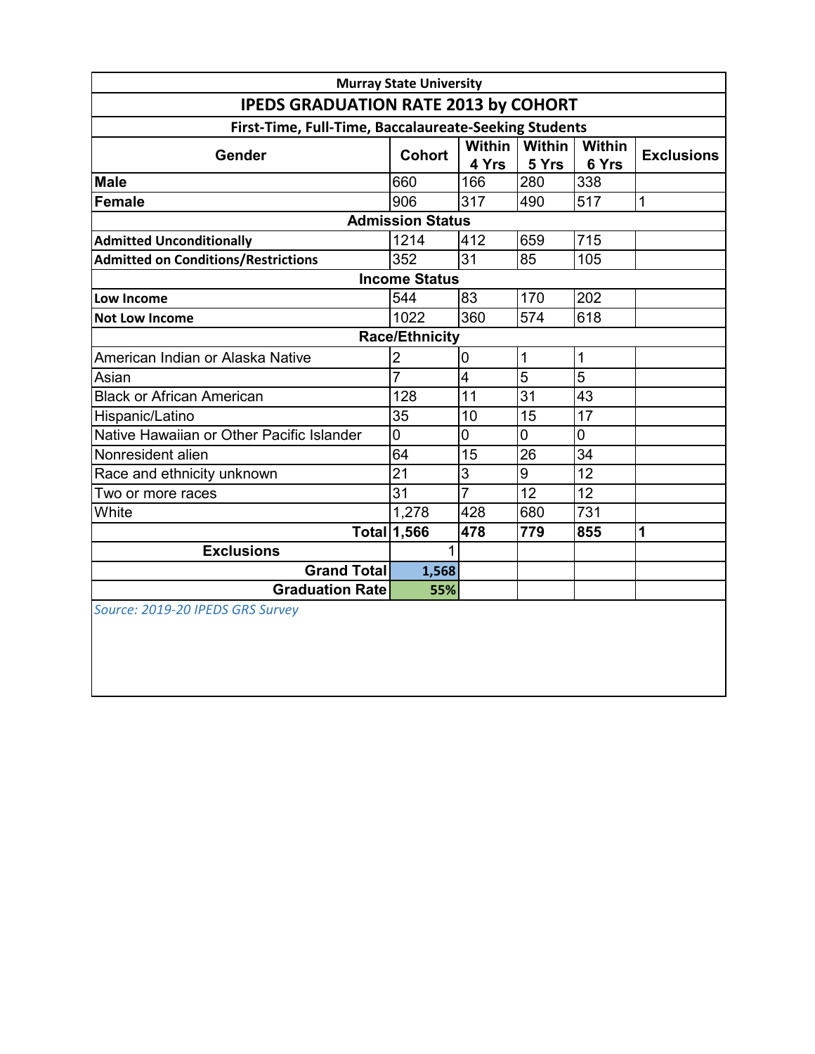| Murray State University | | | | | |
|---|---|---|---|---|---|
| **IPEDS GRADUATION RATE 2013 by COHORT** | | | | | |
| **First-Time, Full-Time, Baccalaureate-Seeking Students** | | | | | |
| **Gender** | **Cohort** | **Within 4 Yrs** | **Within 5 Yrs** | **Within 6 Yrs** | **Exclusions** |
| **Male** | 660 | 166 | 280 | 338 | |
| **Female** | 906 | 317 | 490 | 517 | 1 |
| **Admission Status** | | | | | |
| **Admitted Unconditionally** | 1214 | 412 | 659 | 715 | |
| **Admitted on Conditions/Restrictions** | 352 | 31 | 85 | 105 | |
| **Income Status** | | | | | |
| **Low Income** | 544 | 83 | 170 | 202 | |
| **Not Low Income** | 1022 | 360 | 574 | 618 | |
| **Race/Ethnicity** | | | | | |
| American Indian or Alaska Native | 2 | 0 | 1 | 1 | |
| Asian | 7 | 4 | 5 | 5 | |
| Black or African American | 128 | 11 | 31 | 43 | |
| Hispanic/Latino | 35 | 10 | 15 | 17 | |
| Native Hawaiian or Other Pacific Islander | 0 | 0 | 0 | 0 | |
| Nonresident alien | 64 | 15 | 26 | 34 | |
| Race and ethnicity unknown | 21 | 3 | 9 | 12 | |
| Two or more races | 31 | 7 | 12 | 12 | |
| White | 1,278 | 428 | 680 | 731 | |
| **Total** | **1,566** | **478** | **779** | **855** | **1** |
| **Exclusions** | 1 | | | | |
| **Grand Total** | **1,568** | | | | |
| **Graduation Rate** | **55%** | | | | |

*Source: 2019-20 IPEDS GRS Survey*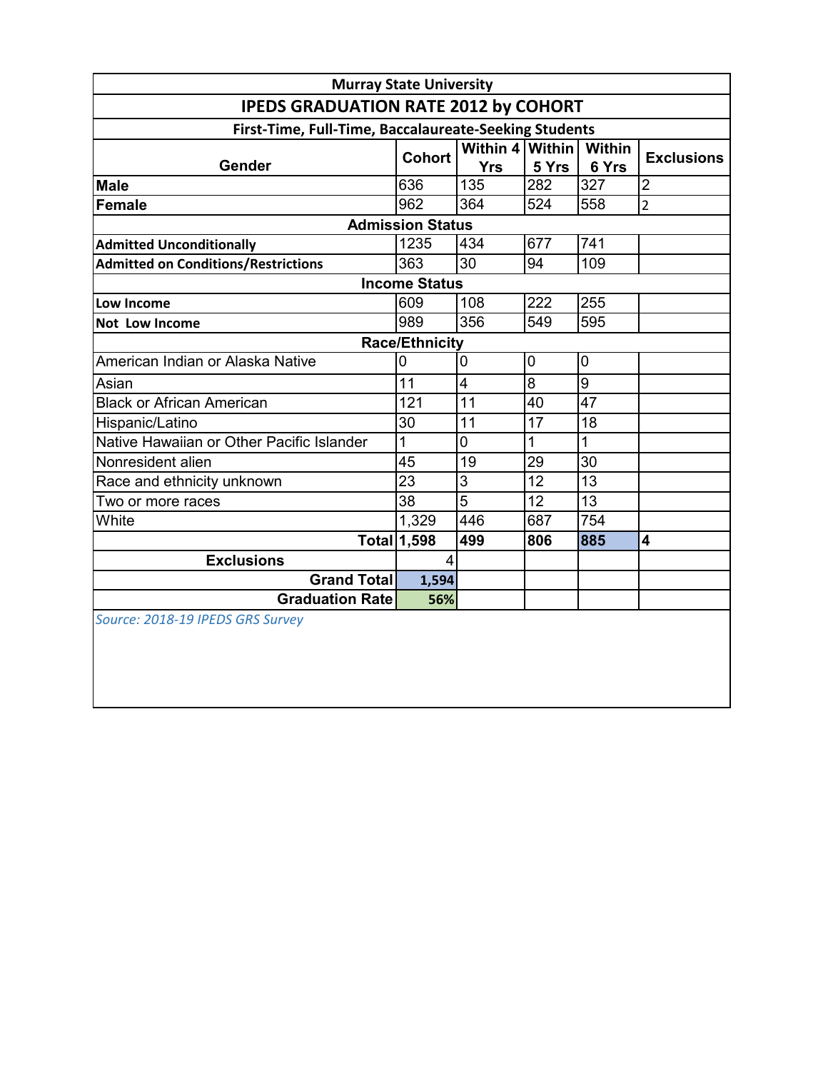| Murray State University | | | | | |
|---|---|---|---|---|---|
| **IPEDS GRADUATION RATE 2012 by COHORT** | | | | | |
| **First-Time, Full-Time, Baccalaureate-Seeking Students** | | | | | |
| **Gender** | **Cohort** | **Within 4 Yrs** | **Within 5 Yrs** | **Within 6 Yrs** | **Exclusions** |
| **Male** | 636 | 135 | 282 | 327 | 2 |
| **Female** | 962 | 364 | 524 | 558 | 2 |
| **Admission Status** | | | | | |
| **Admitted Unconditionally** | 1235 | 434 | 677 | 741 | |
| **Admitted on Conditions/Restrictions** | 363 | 30 | 94 | 109 | |
| **Income Status** | | | | | |
| **Low Income** | 609 | 108 | 222 | 255 | |
| **Not Low Income** | 989 | 356 | 549 | 595 | |
| **Race/Ethnicity** | | | | | |
| American Indian or Alaska Native | 0 | 0 | 0 | 0 | |
| Asian | 11 | 4 | 8 | 9 | |
| Black or African American | 121 | 11 | 40 | 47 | |
| Hispanic/Latino | 30 | 11 | 17 | 18 | |
| Native Hawaiian or Other Pacific Islander | 1 | 0 | 1 | 1 | |
| Nonresident alien | 45 | 19 | 29 | 30 | |
| Race and ethnicity unknown | 23 | 3 | 12 | 13 | |
| Two or more races | 38 | 5 | 12 | 13 | |
| White | 1,329 | 446 | 687 | 754 | |
| **Total** | **1,598** | **499** | **806** | **885** | **4** |
| **Exclusions** | 4 | | | | |
| **Grand Total** | **1,594** | | | | |
| **Graduation Rate** | **56%** | | | | |

*Source: 2018-19 IPEDS GRS Survey*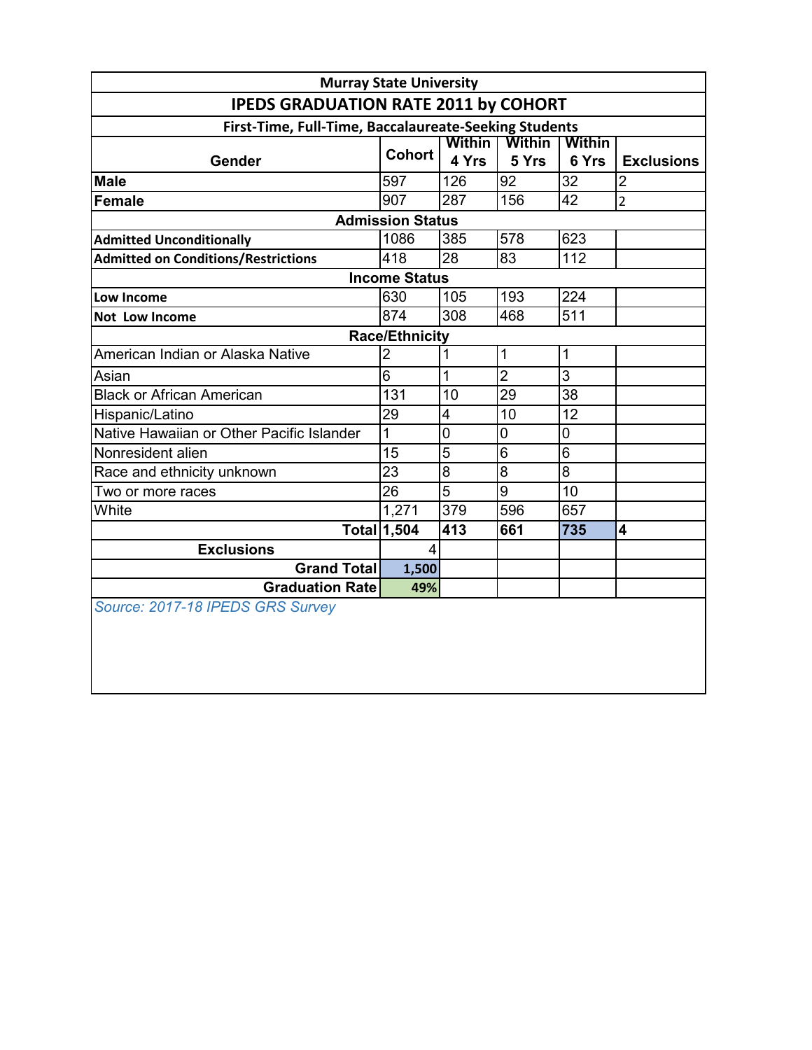| Murray State University | | | | | |
|---|---|---|---|---|---|
| **IPEDS GRADUATION RATE 2011 by COHORT** | | | | | |
| **First-Time, Full-Time, Baccalaureate-Seeking Students** | | | | | |
| **Gender** | **Cohort** | **Within 4 Yrs** | **Within 5 Yrs** | **Within 6 Yrs** | **Exclusions** |
| **Male** | 597 | 126 | 92 | 32 | 2 |
| **Female** | 907 | 287 | 156 | 42 | 2 |
| **Admission Status** | | | | | |
| **Admitted Unconditionally** | 1086 | 385 | 578 | 623 | |
| **Admitted on Conditions/Restrictions** | 418 | 28 | 83 | 112 | |
| **Income Status** | | | | | |
| **Low Income** | 630 | 105 | 193 | 224 | |
| **Not Low Income** | 874 | 308 | 468 | 511 | |
| **Race/Ethnicity** | | | | | |
| American Indian or Alaska Native | 2 | 1 | 1 | 1 | |
| Asian | 6 | 1 | 2 | 3 | |
| Black or African American | 131 | 10 | 29 | 38 | |
| Hispanic/Latino | 29 | 4 | 10 | 12 | |
| Native Hawaiian or Other Pacific Islander | 1 | 0 | 0 | 0 | |
| Nonresident alien | 15 | 5 | 6 | 6 | |
| Race and ethnicity unknown | 23 | 8 | 8 | 8 | |
| Two or more races | 26 | 5 | 9 | 10 | |
| White | 1,271 | 379 | 596 | 657 | |
| **Total** | **1,504** | **413** | **661** | **735** | **4** |
| **Exclusions** | 4 | | | | |
| **Grand Total** | **1,500** | | | | |
| **Graduation Rate** | **49%** | | | | |

*Source: 2017-18 IPEDS GRS Survey*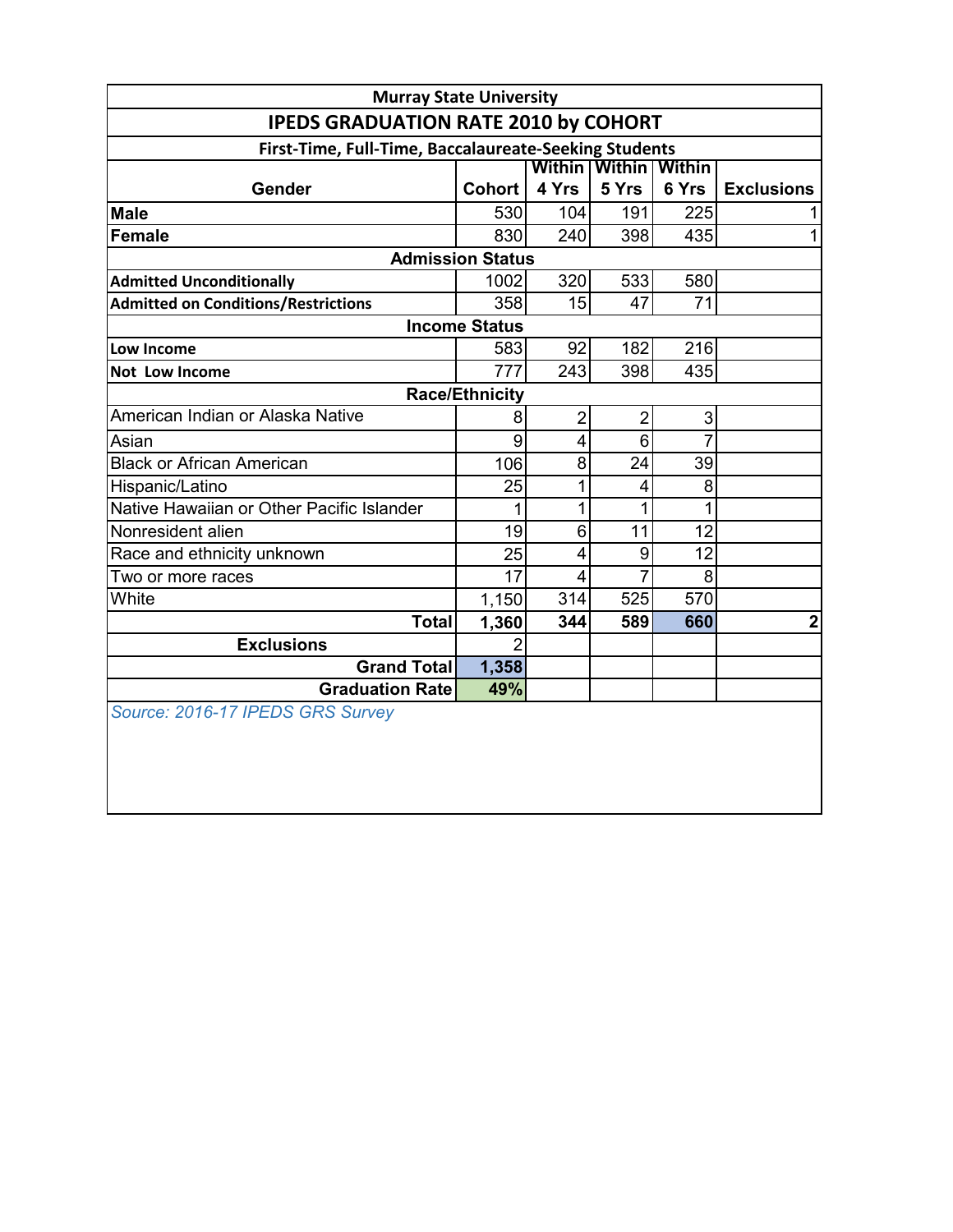| Murray State University | | | | | |
|---|---|---|---|---|---|
| **IPEDS GRADUATION RATE 2010 by COHORT** | | | | | |
| **First-Time, Full-Time, Baccalaureate-Seeking Students** | | | | | |
| **Gender** | **Cohort** | **Within 4 Yrs** | **Within 5 Yrs** | **Within 6 Yrs** | **Exclusions** |
| **Male** | 530 | 104 | 191 | 225 | 1 |
| **Female** | 830 | 240 | 398 | 435 | 1 |
| **Admission Status** | | | | | |
| **Admitted Unconditionally** | 1002 | 320 | 533 | 580 | |
| **Admitted on Conditions/Restrictions** | 358 | 15 | 47 | 71 | |
| **Income Status** | | | | | |
| **Low Income** | 583 | 92 | 182 | 216 | |
| **Not Low Income** | 777 | 243 | 398 | 435 | |
| **Race/Ethnicity** | | | | | |
| American Indian or Alaska Native | 8 | 2 | 2 | 3 | |
| Asian | 9 | 4 | 6 | 7 | |
| Black or African American | 106 | 8 | 24 | 39 | |
| Hispanic/Latino | 25 | 1 | 4 | 8 | |
| Native Hawaiian or Other Pacific Islander | 1 | 1 | 1 | 1 | |
| Nonresident alien | 19 | 6 | 11 | 12 | |
| Race and ethnicity unknown | 25 | 4 | 9 | 12 | |
| Two or more races | 17 | 4 | 7 | 8 | |
| White | 1,150 | 314 | 525 | 570 | |
| **Total** | **1,360** | **344** | **589** | **660** | **2** |
| **Exclusions** | 2 | | | | |
| **Grand Total** | **1,358** | | | | |
| **Graduation Rate** | **49%** | | | | |

*Source: 2016-17 IPEDS GRS Survey*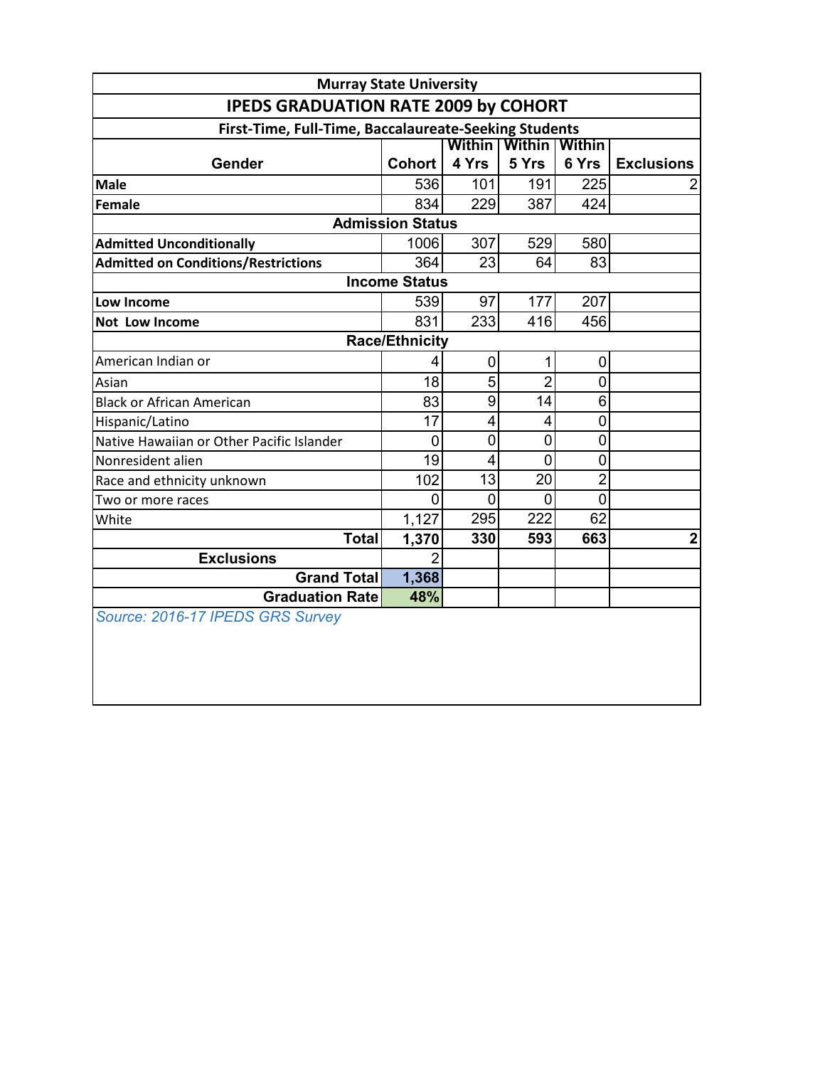## Murray State University

## IPEDS GRADUATION RATE 2009 by COHORT

### First-Time, Full-Time, Baccalaureate-Seeking Students

| Gender | Cohort | Within 4 Yrs | Within 5 Yrs | Within 6 Yrs | Exclusions |
|---|---|---|---|---|---|
| **Male** | 536 | 101 | 191 | 225 | 2 |
| **Female** | 834 | 229 | 387 | 424 | |
| **Admission Status** | | | | | |
| **Admitted Unconditionally** | 1006 | 307 | 529 | 580 | |
| **Admitted on Conditions/Restrictions** | 364 | 23 | 64 | 83 | |
| **Income Status** | | | | | |
| **Low Income** | 539 | 97 | 177 | 207 | |
| **Not Low Income** | 831 | 233 | 416 | 456 | |
| **Race/Ethnicity** | | | | | |
| American Indian or | 4 | 0 | 1 | 0 | |
| Asian | 18 | 5 | 2 | 0 | |
| Black or African American | 83 | 9 | 14 | 6 | |
| Hispanic/Latino | 17 | 4 | 4 | 0 | |
| Native Hawaiian or Other Pacific Islander | 0 | 0 | 0 | 0 | |
| Nonresident alien | 19 | 4 | 0 | 0 | |
| Race and ethnicity unknown | 102 | 13 | 20 | 2 | |
| Two or more races | 0 | 0 | 0 | 0 | |
| White | 1,127 | 295 | 222 | 62 | |
| **Total** | **1,370** | **330** | **593** | **663** | **2** |
| **Exclusions** | 2 | | | | |
| **Grand Total** | **1,368** | | | | |
| **Graduation Rate** | **48%** | | | | |

*Source: 2016-17 IPEDS GRS Survey*